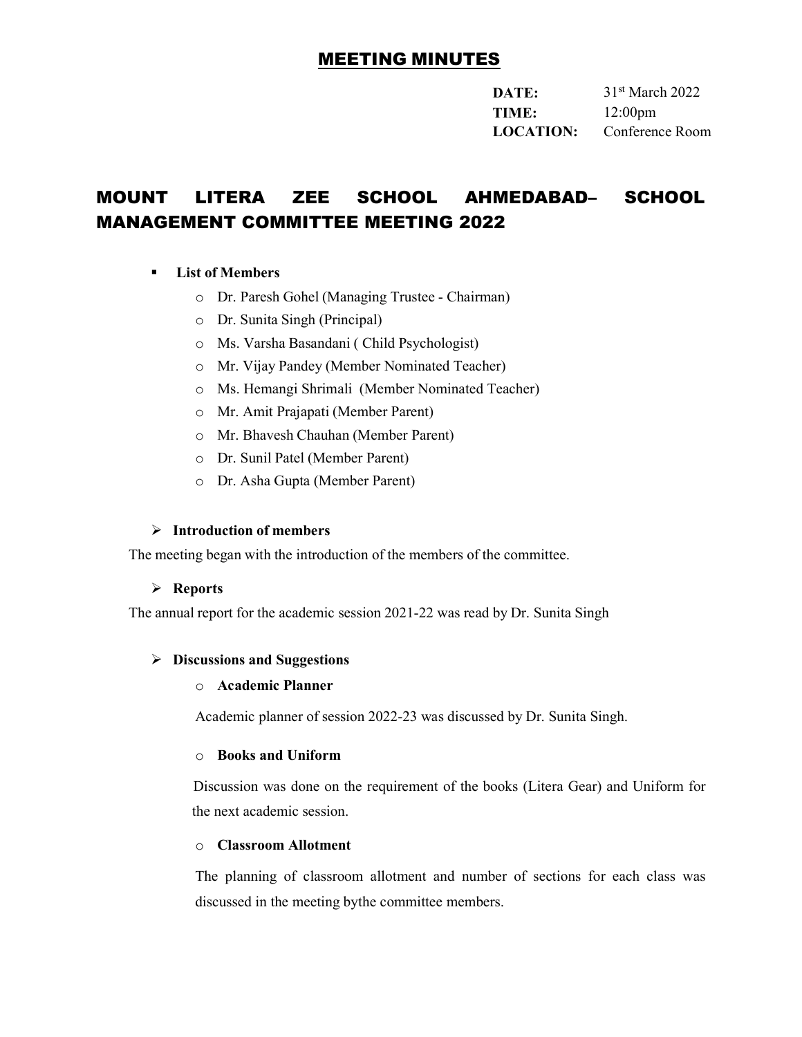# MEETING MINUTES

**DATE:** 31st March 2022
**TIME:** 12:00pm
**LOCATION:** Conference Room

## MOUNT LITERA ZEE SCHOOL AHMEDABAD– SCHOOL MANAGEMENT COMMITTEE MEETING 2022

- **List of Members**
  - Dr. Paresh Gohel (Managing Trustee - Chairman)
  - Dr. Sunita Singh (Principal)
  - Ms. Varsha Basandani ( Child Psychologist)
  - Mr. Vijay Pandey (Member Nominated Teacher)
  - Ms. Hemangi Shrimali (Member Nominated Teacher)
  - Mr. Amit Prajapati (Member Parent)
  - Mr. Bhavesh Chauhan (Member Parent)
  - Dr. Sunil Patel (Member Parent)
  - Dr. Asha Gupta (Member Parent)

- **Introduction of members**

The meeting began with the introduction of the members of the committee.

- **Reports**

The annual report for the academic session 2021-22 was read by Dr. Sunita Singh

- **Discussions and Suggestions**
  - **Academic Planner**

    Academic planner of session 2022-23 was discussed by Dr. Sunita Singh.

  - **Books and Uniform**

    Discussion was done on the requirement of the books (Litera Gear) and Uniform for the next academic session.

  - **Classroom Allotment**

    The planning of classroom allotment and number of sections for each class was discussed in the meeting bythe committee members.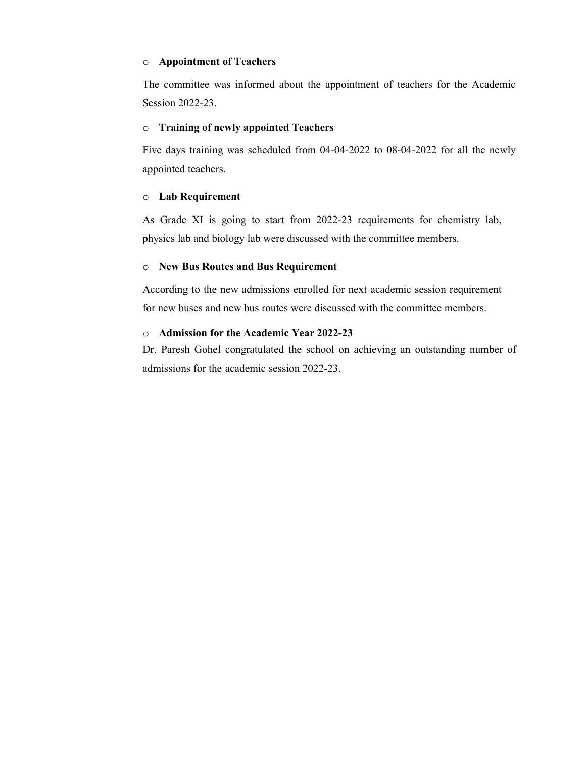- **Appointment of Teachers**

The committee was informed about the appointment of teachers for the Academic Session 2022-23.

- **Training of newly appointed Teachers**

Five days training was scheduled from 04-04-2022 to 08-04-2022 for all the newly appointed teachers.

- **Lab Requirement**

As Grade XI is going to start from 2022-23 requirements for chemistry lab, physics lab and biology lab were discussed with the committee members.

- **New Bus Routes and Bus Requirement**

According to the new admissions enrolled for next academic session requirement for new buses and new bus routes were discussed with the committee members.

- **Admission for the Academic Year 2022-23**

Dr. Paresh Gohel congratulated the school on achieving an outstanding number of admissions for the academic session 2022-23.